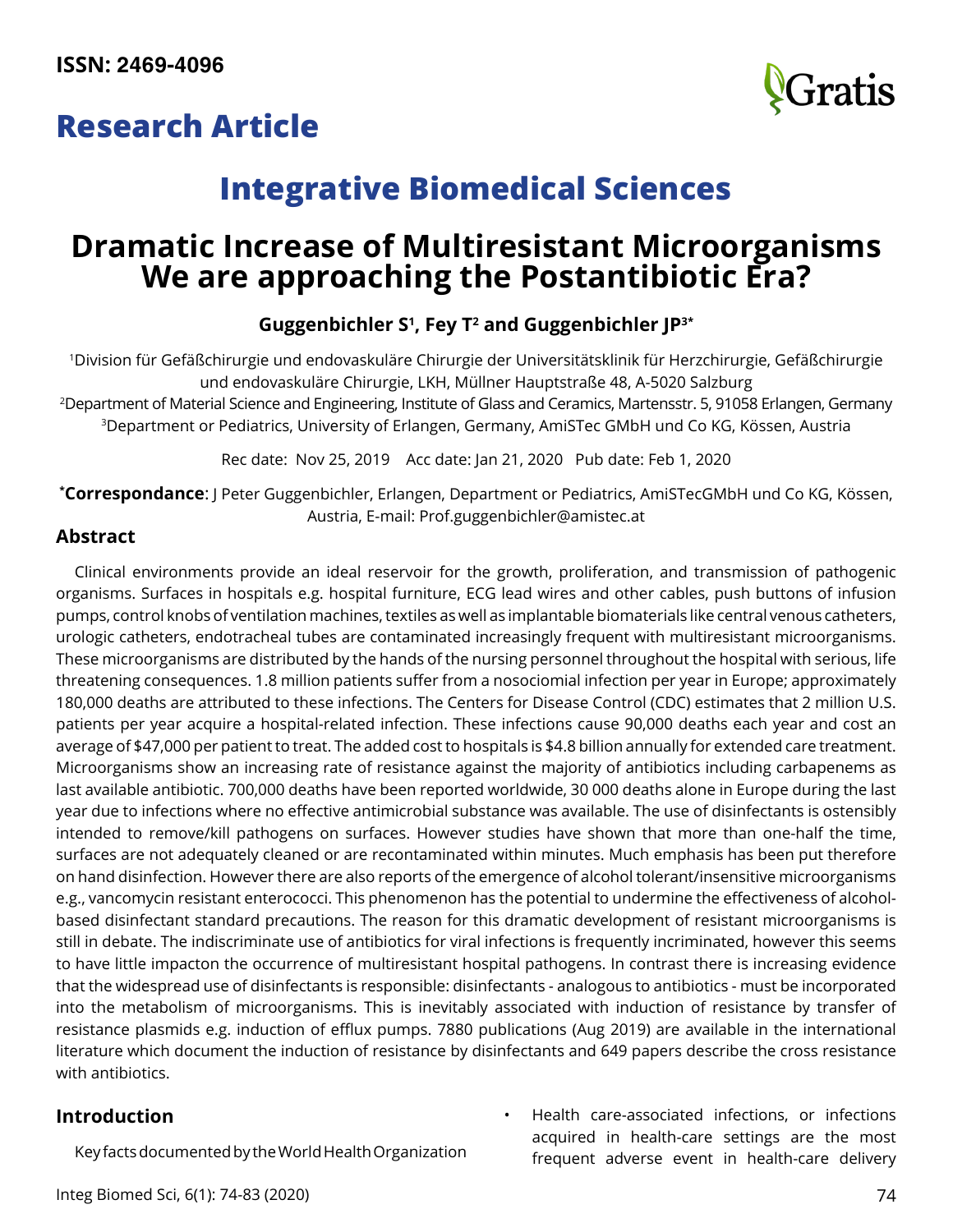ISSN: 2469-4096

## Research Article

# Integrative Biomedical Sciences

# Dramatic Increase of Multiresistant Microorganisms We are approaching the Postantibiotic Era?

**Guggenbichler S[1], Fey T[2] and Guggenbichler JP[3*]**

[1]Division für Gefäßchirurgie und endovaskuläre Chirurgie der Universitätsklinik für Herzchirurgie, Gefäßchirurgie und endovaskuläre Chirurgie, LKH, Müllner Hauptstraße 48, A-5020 Salzburg

[2]Department of Material Science and Engineering, Institute of Glass and Ceramics, Martensstr. 5, 91058 Erlangen, Germany

[3]Department or Pediatrics, University of Erlangen, Germany, AmiSTec GmbH und Co KG, Kössen, Austria

Rec date: Nov 25, 2019 Acc date: Jan 21, 2020 Pub date: Feb 1, 2020

***Correspondance**: J Peter Guggenbichler, Erlangen, Department or Pediatrics, AmiSTecGmbH und Co KG, Kössen, Austria, E-mail: Prof.guggenbichler@amistec.at

## Abstract

Clinical environments provide an ideal reservoir for the growth, proliferation, and transmission of pathogenic organisms. Surfaces in hospitals e.g. hospital furniture, ECG lead wires and other cables, push buttons of infusion pumps, control knobs of ventilation machines, textiles as well as implantable biomaterials like central venous catheters, urologic catheters, endotracheal tubes are contaminated increasingly frequent with multiresistant microorganisms. These microorganisms are distributed by the hands of the nursing personnel throughout the hospital with serious, life threatening consequences. 1.8 million patients suffer from a nosociomial infection per year in Europe; approximately 180,000 deaths are attributed to these infections. The Centers for Disease Control (CDC) estimates that 2 million U.S. patients per year acquire a hospital-related infection. These infections cause 90,000 deaths each year and cost an average of $47,000 per patient to treat. The added cost to hospitals is $4.8 billion annually for extended care treatment. Microorganisms show an increasing rate of resistance against the majority of antibiotics including carbapenems as last available antibiotic. 700,000 deaths have been reported worldwide, 30 000 deaths alone in Europe during the last year due to infections where no effective antimicrobial substance was available. The use of disinfectants is ostensibly intended to remove/kill pathogens on surfaces. However studies have shown that more than one-half the time, surfaces are not adequately cleaned or are recontaminated within minutes. Much emphasis has been put therefore on hand disinfection. However there are also reports of the emergence of alcohol tolerant/insensitive microorganisms e.g., vancomycin resistant enterococci. This phenomenon has the potential to undermine the effectiveness of alcohol-based disinfectant standard precautions. The reason for this dramatic development of resistant microorganisms is still in debate. The indiscriminate use of antibiotics for viral infections is frequently incriminated, however this seems to have little impacton the occurrence of multiresistant hospital pathogens. In contrast there is increasing evidence that the widespread use of disinfectants is responsible: disinfectants - analogous to antibiotics - must be incorporated into the metabolism of microorganisms. This is inevitably associated with induction of resistance by transfer of resistance plasmids e.g. induction of efflux pumps. 7880 publications (Aug 2019) are available in the international literature which document the induction of resistance by disinfectants and 649 papers describe the cross resistance with antibiotics.

## Introduction

Key facts documented by the World Health Organization

- Health care-associated infections, or infections acquired in health-care settings are the most frequent adverse event in health-care delivery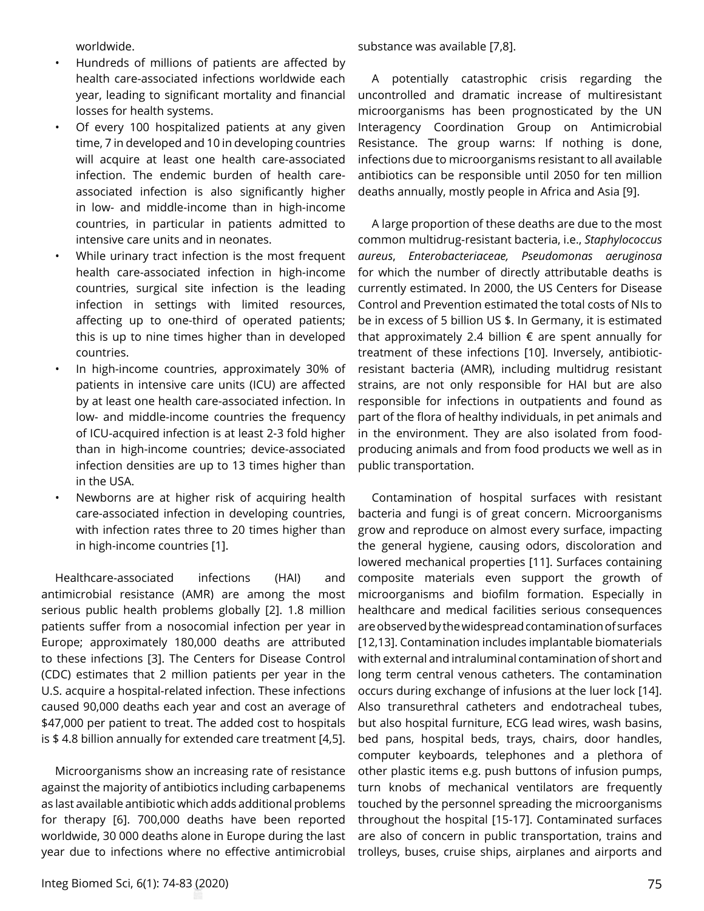worldwide.

- Hundreds of millions of patients are affected by health care-associated infections worldwide each year, leading to significant mortality and financial losses for health systems.
- Of every 100 hospitalized patients at any given time, 7 in developed and 10 in developing countries will acquire at least one health care-associated infection. The endemic burden of health care-associated infection is also significantly higher in low- and middle-income than in high-income countries, in particular in patients admitted to intensive care units and in neonates.
- While urinary tract infection is the most frequent health care-associated infection in high-income countries, surgical site infection is the leading infection in settings with limited resources, affecting up to one-third of operated patients; this is up to nine times higher than in developed countries.
- In high-income countries, approximately 30% of patients in intensive care units (ICU) are affected by at least one health care-associated infection. In low- and middle-income countries the frequency of ICU-acquired infection is at least 2-3 fold higher than in high-income countries; device-associated infection densities are up to 13 times higher than in the USA.
- Newborns are at higher risk of acquiring health care-associated infection in developing countries, with infection rates three to 20 times higher than in high-income countries [1].

Healthcare-associated infections (HAI) and antimicrobial resistance (AMR) are among the most serious public health problems globally [2]. 1.8 million patients suffer from a nosocomial infection per year in Europe; approximately 180,000 deaths are attributed to these infections [3]. The Centers for Disease Control (CDC) estimates that 2 million patients per year in the U.S. acquire a hospital-related infection. These infections caused 90,000 deaths each year and cost an average of $47,000 per patient to treat. The added cost to hospitals is $ 4.8 billion annually for extended care treatment [4,5].

Microorganisms show an increasing rate of resistance against the majority of antibiotics including carbapenems as last available antibiotic which adds additional problems for therapy [6]. 700,000 deaths have been reported worldwide, 30 000 deaths alone in Europe during the last year due to infections where no effective antimicrobial substance was available [7,8].

A potentially catastrophic crisis regarding the uncontrolled and dramatic increase of multiresistant microorganisms has been prognosticated by the UN Interagency Coordination Group on Antimicrobial Resistance. The group warns: If nothing is done, infections due to microorganisms resistant to all available antibiotics can be responsible until 2050 for ten million deaths annually, mostly people in Africa and Asia [9].

A large proportion of these deaths are due to the most common multidrug-resistant bacteria, i.e., *Staphylococcus aureus*, *Enterobacteriaceae, Pseudomonas aeruginosa* for which the number of directly attributable deaths is currently estimated. In 2000, the US Centers for Disease Control and Prevention estimated the total costs of NIs to be in excess of 5 billion US $. In Germany, it is estimated that approximately 2.4 billion € are spent annually for treatment of these infections [10]. Inversely, antibiotic-resistant bacteria (AMR), including multidrug resistant strains, are not only responsible for HAI but are also responsible for infections in outpatients and found as part of the flora of healthy individuals, in pet animals and in the environment. They are also isolated from food-producing animals and from food products we well as in public transportation.

Contamination of hospital surfaces with resistant bacteria and fungi is of great concern. Microorganisms grow and reproduce on almost every surface, impacting the general hygiene, causing odors, discoloration and lowered mechanical properties [11]. Surfaces containing composite materials even support the growth of microorganisms and biofilm formation. Especially in healthcare and medical facilities serious consequences are observed by the widespread contamination of surfaces [12,13]. Contamination includes implantable biomaterials with external and intraluminal contamination of short and long term central venous catheters. The contamination occurs during exchange of infusions at the luer lock [14]. Also transurethral catheters and endotracheal tubes, but also hospital furniture, ECG lead wires, wash basins, bed pans, hospital beds, trays, chairs, door handles, computer keyboards, telephones and a plethora of other plastic items e.g. push buttons of infusion pumps, turn knobs of mechanical ventilators are frequently touched by the personnel spreading the microorganisms throughout the hospital [15-17]. Contaminated surfaces are also of concern in public transportation, trains and trolleys, buses, cruise ships, airplanes and airports and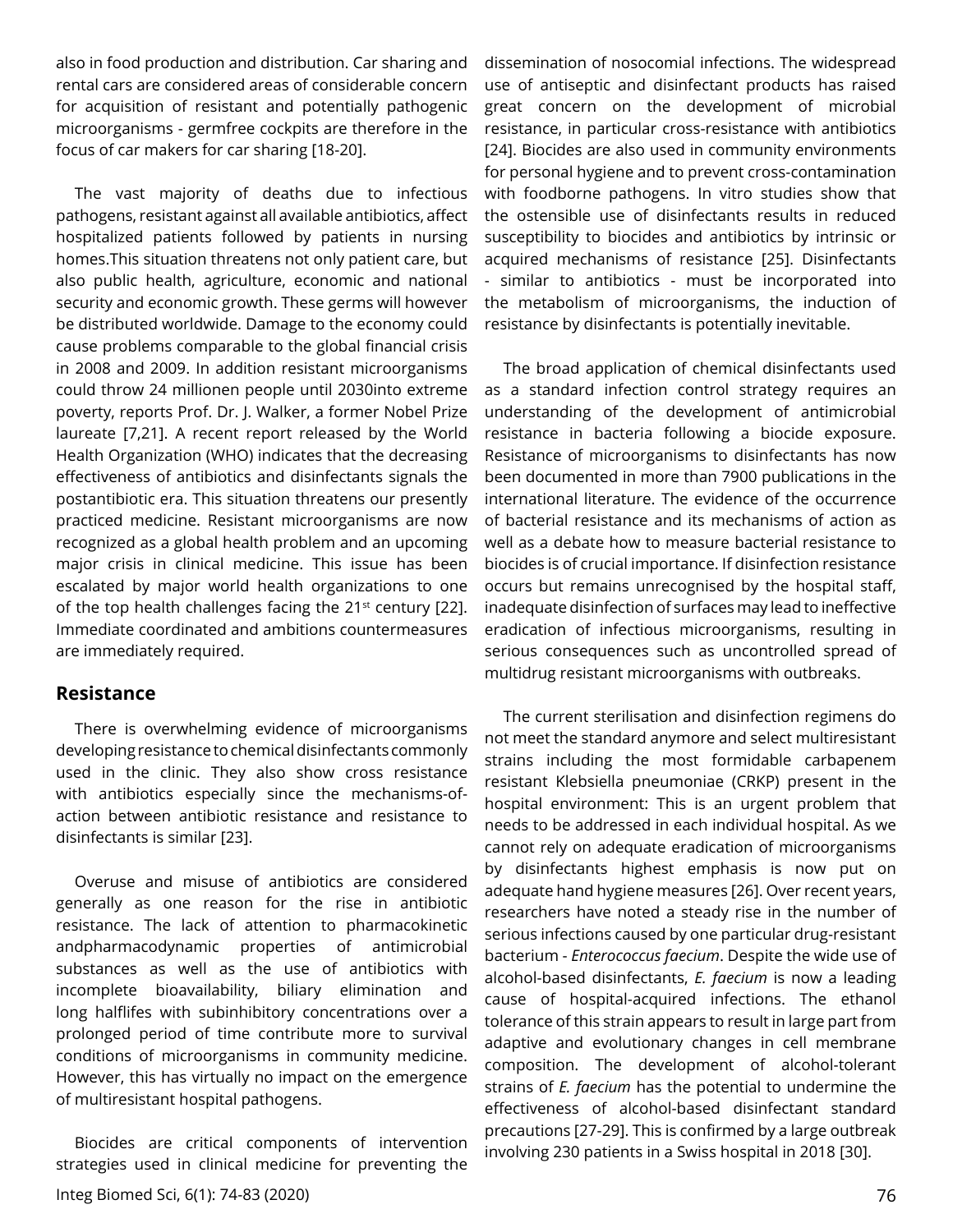also in food production and distribution. Car sharing and rental cars are considered areas of considerable concern for acquisition of resistant and potentially pathogenic microorganisms - germfree cockpits are therefore in the focus of car makers for car sharing [18-20].

The vast majority of deaths due to infectious pathogens, resistant against all available antibiotics, affect hospitalized patients followed by patients in nursing homes.This situation threatens not only patient care, but also public health, agriculture, economic and national security and economic growth. These germs will however be distributed worldwide. Damage to the economy could cause problems comparable to the global financial crisis in 2008 and 2009. In addition resistant microorganisms could throw 24 millionen people until 2030into extreme poverty, reports Prof. Dr. J. Walker, a former Nobel Prize laureate [7,21]. A recent report released by the World Health Organization (WHO) indicates that the decreasing effectiveness of antibiotics and disinfectants signals the postantibiotic era. This situation threatens our presently practiced medicine. Resistant microorganisms are now recognized as a global health problem and an upcoming major crisis in clinical medicine. This issue has been escalated by major world health organizations to one of the top health challenges facing the 21st century [22]. Immediate coordinated and ambitions countermeasures are immediately required.

## Resistance

There is overwhelming evidence of microorganisms developing resistance to chemical disinfectants commonly used in the clinic. They also show cross resistance with antibiotics especially since the mechanisms-of-action between antibiotic resistance and resistance to disinfectants is similar [23].

Overuse and misuse of antibiotics are considered generally as one reason for the rise in antibiotic resistance. The lack of attention to pharmacokinetic andpharmacodynamic properties of antimicrobial substances as well as the use of antibiotics with incomplete bioavailability, biliary elimination and long halflifes with subinhibitory concentrations over a prolonged period of time contribute more to survival conditions of microorganisms in community medicine. However, this has virtually no impact on the emergence of multiresistant hospital pathogens.

Biocides are critical components of intervention strategies used in clinical medicine for preventing the dissemination of nosocomial infections. The widespread use of antiseptic and disinfectant products has raised great concern on the development of microbial resistance, in particular cross-resistance with antibiotics [24]. Biocides are also used in community environments for personal hygiene and to prevent cross-contamination with foodborne pathogens. In vitro studies show that the ostensible use of disinfectants results in reduced susceptibility to biocides and antibiotics by intrinsic or acquired mechanisms of resistance [25]. Disinfectants - similar to antibiotics - must be incorporated into the metabolism of microorganisms, the induction of resistance by disinfectants is potentially inevitable.

The broad application of chemical disinfectants used as a standard infection control strategy requires an understanding of the development of antimicrobial resistance in bacteria following a biocide exposure. Resistance of microorganisms to disinfectants has now been documented in more than 7900 publications in the international literature. The evidence of the occurrence of bacterial resistance and its mechanisms of action as well as a debate how to measure bacterial resistance to biocides is of crucial importance. If disinfection resistance occurs but remains unrecognised by the hospital staff, inadequate disinfection of surfaces may lead to ineffective eradication of infectious microorganisms, resulting in serious consequences such as uncontrolled spread of multidrug resistant microorganisms with outbreaks.

The current sterilisation and disinfection regimens do not meet the standard anymore and select multiresistant strains including the most formidable carbapenem resistant Klebsiella pneumoniae (CRKP) present in the hospital environment: This is an urgent problem that needs to be addressed in each individual hospital. As we cannot rely on adequate eradication of microorganisms by disinfectants highest emphasis is now put on adequate hand hygiene measures [26]. Over recent years, researchers have noted a steady rise in the number of serious infections caused by one particular drug-resistant bacterium - *Enterococcus faecium*. Despite the wide use of alcohol-based disinfectants, *E. faecium* is now a leading cause of hospital-acquired infections. The ethanol tolerance of this strain appears to result in large part from adaptive and evolutionary changes in cell membrane composition. The development of alcohol-tolerant strains of *E. faecium* has the potential to undermine the effectiveness of alcohol-based disinfectant standard precautions [27-29]. This is confirmed by a large outbreak involving 230 patients in a Swiss hospital in 2018 [30].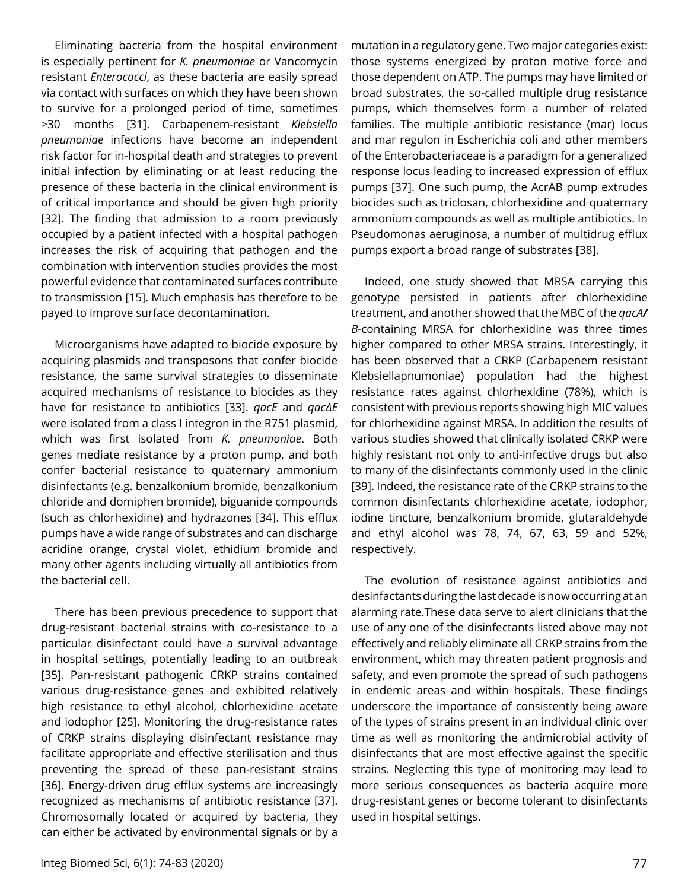Eliminating bacteria from the hospital environment is especially pertinent for *K. pneumoniae* or Vancomycin resistant *Enterococci*, as these bacteria are easily spread via contact with surfaces on which they have been shown to survive for a prolonged period of time, sometimes >30 months [31]. Carbapenem-resistant *Klebsiella pneumoniae* infections have become an independent risk factor for in-hospital death and strategies to prevent initial infection by eliminating or at least reducing the presence of these bacteria in the clinical environment is of critical importance and should be given high priority [32]. The finding that admission to a room previously occupied by a patient infected with a hospital pathogen increases the risk of acquiring that pathogen and the combination with intervention studies provides the most powerful evidence that contaminated surfaces contribute to transmission [15]. Much emphasis has therefore to be payed to improve surface decontamination.

Microorganisms have adapted to biocide exposure by acquiring plasmids and transposons that confer biocide resistance, the same survival strategies to disseminate acquired mechanisms of resistance to biocides as they have for resistance to antibiotics [33]. *qacE* and *qacΔE* were isolated from a class I integron in the R751 plasmid, which was first isolated from *K. pneumoniae*. Both genes mediate resistance by a proton pump, and both confer bacterial resistance to quaternary ammonium disinfectants (e.g. benzalkonium bromide, benzalkonium chloride and domiphen bromide), biguanide compounds (such as chlorhexidine) and hydrazones [34]. This efflux pumps have a wide range of substrates and can discharge acridine orange, crystal violet, ethidium bromide and many other agents including virtually all antibiotics from the bacterial cell.

There has been previous precedence to support that drug-resistant bacterial strains with co-resistance to a particular disinfectant could have a survival advantage in hospital settings, potentially leading to an outbreak [35]. Pan-resistant pathogenic CRKP strains contained various drug-resistance genes and exhibited relatively high resistance to ethyl alcohol, chlorhexidine acetate and iodophor [25]. Monitoring the drug-resistance rates of CRKP strains displaying disinfectant resistance may facilitate appropriate and effective sterilisation and thus preventing the spread of these pan-resistant strains [36]. Energy-driven drug efflux systems are increasingly recognized as mechanisms of antibiotic resistance [37]. Chromosomally located or acquired by bacteria, they can either be activated by environmental signals or by a mutation in a regulatory gene. Two major categories exist: those systems energized by proton motive force and those dependent on ATP. The pumps may have limited or broad substrates, the so-called multiple drug resistance pumps, which themselves form a number of related families. The multiple antibiotic resistance (mar) locus and mar regulon in Escherichia coli and other members of the Enterobacteriaceae is a paradigm for a generalized response locus leading to increased expression of efflux pumps [37]. One such pump, the AcrAB pump extrudes biocides such as triclosan, chlorhexidine and quaternary ammonium compounds as well as multiple antibiotics. In Pseudomonas aeruginosa, a number of multidrug efflux pumps export a broad range of substrates [38].

Indeed, one study showed that MRSA carrying this genotype persisted in patients after chlorhexidine treatment, and another showed that the MBC of the ***qacA/B***-containing MRSA for chlorhexidine was three times higher compared to other MRSA strains. Interestingly, it has been observed that a CRKP (Carbapenem resistant Klebsiellapnumoniae) population had the highest resistance rates against chlorhexidine (78%), which is consistent with previous reports showing high MIC values for chlorhexidine against MRSA. In addition the results of various studies showed that clinically isolated CRKP were highly resistant not only to anti-infective drugs but also to many of the disinfectants commonly used in the clinic [39]. Indeed, the resistance rate of the CRKP strains to the common disinfectants chlorhexidine acetate, iodophor, iodine tincture, benzalkonium bromide, glutaraldehyde and ethyl alcohol was 78, 74, 67, 63, 59 and 52%, respectively.

The evolution of resistance against antibiotics and desinfactants during the last decade is now occurring at an alarming rate.These data serve to alert clinicians that the use of any one of the disinfectants listed above may not effectively and reliably eliminate all CRKP strains from the environment, which may threaten patient prognosis and safety, and even promote the spread of such pathogens in endemic areas and within hospitals. These findings underscore the importance of consistently being aware of the types of strains present in an individual clinic over time as well as monitoring the antimicrobial activity of disinfectants that are most effective against the specific strains. Neglecting this type of monitoring may lead to more serious consequences as bacteria acquire more drug-resistant genes or become tolerant to disinfectants used in hospital settings.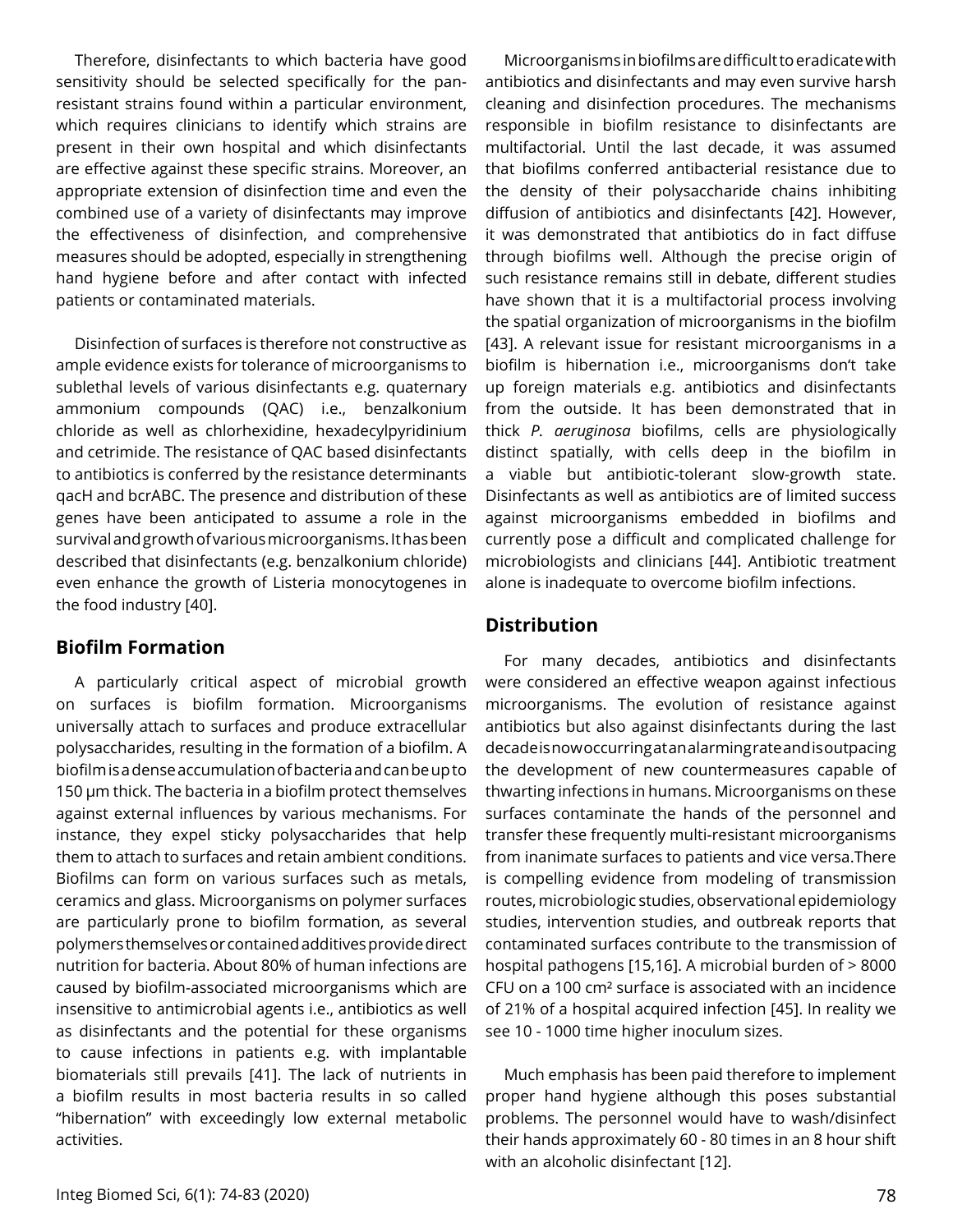Therefore, disinfectants to which bacteria have good sensitivity should be selected specifically for the pan-resistant strains found within a particular environment, which requires clinicians to identify which strains are present in their own hospital and which disinfectants are effective against these specific strains. Moreover, an appropriate extension of disinfection time and even the combined use of a variety of disinfectants may improve the effectiveness of disinfection, and comprehensive measures should be adopted, especially in strengthening hand hygiene before and after contact with infected patients or contaminated materials.

Disinfection of surfaces is therefore not constructive as ample evidence exists for tolerance of microorganisms to sublethal levels of various disinfectants e.g. quaternary ammonium compounds (QAC) i.e., benzalkonium chloride as well as chlorhexidine, hexadecylpyridinium and cetrimide. The resistance of QAC based disinfectants to antibiotics is conferred by the resistance determinants qacH and bcrABC. The presence and distribution of these genes have been anticipated to assume a role in the survival and growth of various microorganisms. It has been described that disinfectants (e.g. benzalkonium chloride) even enhance the growth of Listeria monocytogenes in the food industry [40].

## Biofilm Formation

A particularly critical aspect of microbial growth on surfaces is biofilm formation. Microorganisms universally attach to surfaces and produce extracellular polysaccharides, resulting in the formation of a biofilm. A biofilm is a dense accumulation of bacteria and can be up to 150 μm thick. The bacteria in a biofilm protect themselves against external influences by various mechanisms. For instance, they expel sticky polysaccharides that help them to attach to surfaces and retain ambient conditions. Biofilms can form on various surfaces such as metals, ceramics and glass. Microorganisms on polymer surfaces are particularly prone to biofilm formation, as several polymers themselves or contained additives provide direct nutrition for bacteria. About 80% of human infections are caused by biofilm-associated microorganisms which are insensitive to antimicrobial agents i.e., antibiotics as well as disinfectants and the potential for these organisms to cause infections in patients e.g. with implantable biomaterials still prevails [41]. The lack of nutrients in a biofilm results in most bacteria results in so called "hibernation" with exceedingly low external metabolic activities.

Microorganisms in biofilms are difficult to eradicate with antibiotics and disinfectants and may even survive harsh cleaning and disinfection procedures. The mechanisms responsible in biofilm resistance to disinfectants are multifactorial. Until the last decade, it was assumed that biofilms conferred antibacterial resistance due to the density of their polysaccharide chains inhibiting diffusion of antibiotics and disinfectants [42]. However, it was demonstrated that antibiotics do in fact diffuse through biofilms well. Although the precise origin of such resistance remains still in debate, different studies have shown that it is a multifactorial process involving the spatial organization of microorganisms in the biofilm [43]. A relevant issue for resistant microorganisms in a biofilm is hibernation i.e., microorganisms don't take up foreign materials e.g. antibiotics and disinfectants from the outside. It has been demonstrated that in thick *P. aeruginosa* biofilms, cells are physiologically distinct spatially, with cells deep in the biofilm in a viable but antibiotic-tolerant slow-growth state. Disinfectants as well as antibiotics are of limited success against microorganisms embedded in biofilms and currently pose a difficult and complicated challenge for microbiologists and clinicians [44]. Antibiotic treatment alone is inadequate to overcome biofilm infections.

## Distribution

For many decades, antibiotics and disinfectants were considered an effective weapon against infectious microorganisms. The evolution of resistance against antibiotics but also against disinfectants during the last decade is now occurring at an alarming rate and is outpacing the development of new countermeasures capable of thwarting infections in humans. Microorganisms on these surfaces contaminate the hands of the personnel and transfer these frequently multi-resistant microorganisms from inanimate surfaces to patients and vice versa.There is compelling evidence from modeling of transmission routes, microbiologic studies, observational epidemiology studies, intervention studies, and outbreak reports that contaminated surfaces contribute to the transmission of hospital pathogens [15,16]. A microbial burden of > 8000 CFU on a 100 cm² surface is associated with an incidence of 21% of a hospital acquired infection [45]. In reality we see 10 - 1000 time higher inoculum sizes.

Much emphasis has been paid therefore to implement proper hand hygiene although this poses substantial problems. The personnel would have to wash/disinfect their hands approximately 60 - 80 times in an 8 hour shift with an alcoholic disinfectant [12].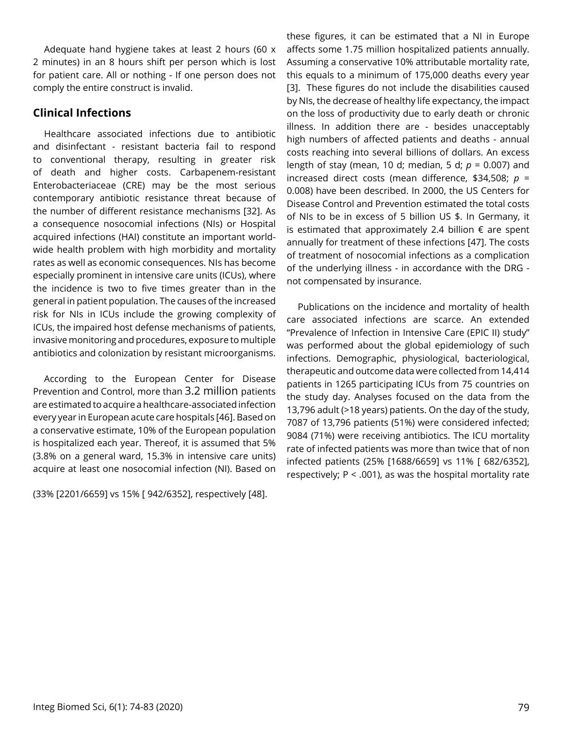Adequate hand hygiene takes at least 2 hours (60 x 2 minutes) in an 8 hours shift per person which is lost for patient care. All or nothing - If one person does not comply the entire construct is invalid.

## Clinical Infections

Healthcare associated infections due to antibiotic and disinfectant - resistant bacteria fail to respond to conventional therapy, resulting in greater risk of death and higher costs. Carbapenem-resistant Enterobacteriaceae (CRE) may be the most serious contemporary antibiotic resistance threat because of the number of different resistance mechanisms [32]. As a consequence nosocomial infections (NIs) or Hospital acquired infections (HAI) constitute an important world-wide health problem with high morbidity and mortality rates as well as economic consequences. NIs has become especially prominent in intensive care units (ICUs), where the incidence is two to five times greater than in the general in patient population. The causes of the increased risk for NIs in ICUs include the growing complexity of ICUs, the impaired host defense mechanisms of patients, invasive monitoring and procedures, exposure to multiple antibiotics and colonization by resistant microorganisms.

According to the European Center for Disease Prevention and Control, more than 3.2 million patients are estimated to acquire a healthcare-associated infection every year in European acute care hospitals [46]. Based on a conservative estimate, 10% of the European population is hospitalized each year. Thereof, it is assumed that 5% (3.8% on a general ward, 15.3% in intensive care units) acquire at least one nosocomial infection (NI). Based on these figures, it can be estimated that a NI in Europe affects some 1.75 million hospitalized patients annually. Assuming a conservative 10% attributable mortality rate, this equals to a minimum of 175,000 deaths every year [3]. These figures do not include the disabilities caused by NIs, the decrease of healthy life expectancy, the impact on the loss of productivity due to early death or chronic illness. In addition there are - besides unacceptably high numbers of affected patients and deaths - annual costs reaching into several billions of dollars. An excess length of stay (mean, 10 d; median, 5 d; $p = 0.007$) and increased direct costs (mean difference, \$34,508; $p = 0.008$) have been described. In 2000, the US Centers for Disease Control and Prevention estimated the total costs of NIs to be in excess of 5 billion US \$. In Germany, it is estimated that approximately 2.4 billion € are spent annually for treatment of these infections [47]. The costs of treatment of nosocomial infections as a complication of the underlying illness - in accordance with the DRG - not compensated by insurance.

Publications on the incidence and mortality of health care associated infections are scarce. An extended "Prevalence of Infection in Intensive Care (EPIC II) study" was performed about the global epidemiology of such infections. Demographic, physiological, bacteriological, therapeutic and outcome data were collected from 14,414 patients in 1265 participating ICUs from 75 countries on the study day. Analyses focused on the data from the 13,796 adult (>18 years) patients. On the day of the study, 7087 of 13,796 patients (51%) were considered infected; 9084 (71%) were receiving antibiotics. The ICU mortality rate of infected patients was more than twice that of non infected patients (25% [1688/6659] vs 11% [ 682/6352], respectively; P < .001), as was the hospital mortality rate (33% [2201/6659] vs 15% [ 942/6352], respectively [48].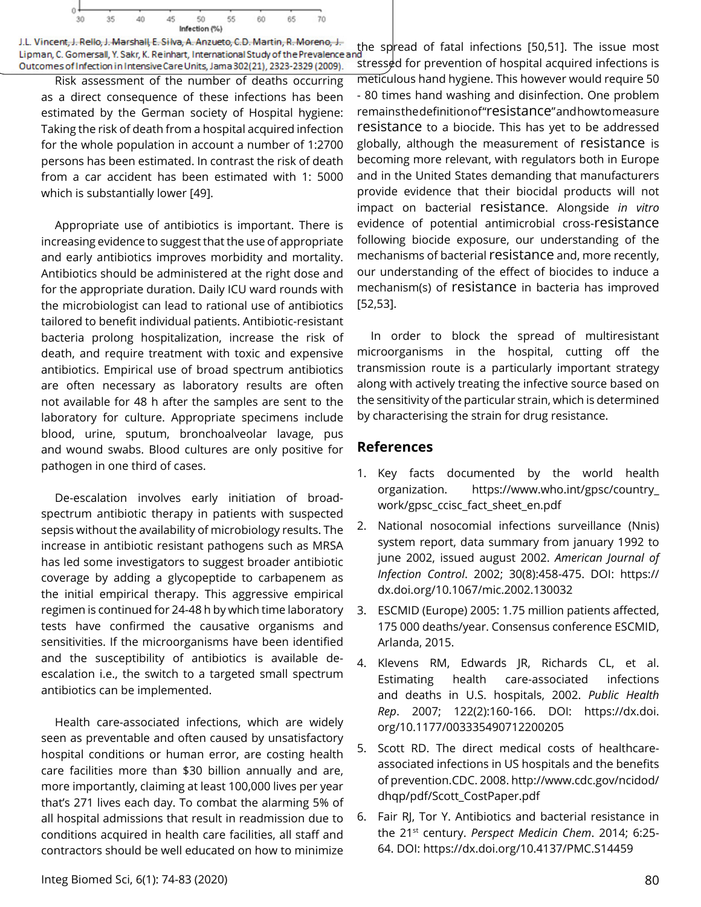J.L. Vincent, J. Rello, J. Marshall, E. Silva, A. Anzueto, C.D. Martin, R. Moreno, J. Lipman, C. Gomersall, Y. Sakr, K. Reinhart, International Study of the Prevalence and Outcomes of Infection in Intensive Care Units, Jama 302(21), 2323-2329 (2009).

Risk assessment of the number of deaths occurring as a direct consequence of these infections has been estimated by the German society of Hospital hygiene: Taking the risk of death from a hospital acquired infection for the whole population in account a number of 1:2700 persons has been estimated. In contrast the risk of death from a car accident has been estimated with 1: 5000 which is substantially lower [49].

Appropriate use of antibiotics is important. There is increasing evidence to suggest that the use of appropriate and early antibiotics improves morbidity and mortality. Antibiotics should be administered at the right dose and for the appropriate duration. Daily ICU ward rounds with the microbiologist can lead to rational use of antibiotics tailored to benefit individual patients. Antibiotic-resistant bacteria prolong hospitalization, increase the risk of death, and require treatment with toxic and expensive antibiotics. Empirical use of broad spectrum antibiotics are often necessary as laboratory results are often not available for 48 h after the samples are sent to the laboratory for culture. Appropriate specimens include blood, urine, sputum, bronchoalveolar lavage, pus and wound swabs. Blood cultures are only positive for pathogen in one third of cases.

De-escalation involves early initiation of broad-spectrum antibiotic therapy in patients with suspected sepsis without the availability of microbiology results. The increase in antibiotic resistant pathogens such as MRSA has led some investigators to suggest broader antibiotic coverage by adding a glycopeptide to carbapenem as the initial empirical therapy. This aggressive empirical regimen is continued for 24-48 h by which time laboratory tests have confirmed the causative organisms and sensitivities. If the microorganisms have been identified and the susceptibility of antibiotics is available de-escalation i.e., the switch to a targeted small spectrum antibiotics can be implemented.

Health care-associated infections, which are widely seen as preventable and often caused by unsatisfactory hospital conditions or human error, are costing health care facilities more than $30 billion annually and are, more importantly, claiming at least 100,000 lives per year that's 271 lives each day. To combat the alarming 5% of all hospital admissions that result in readmission due to conditions acquired in health care facilities, all staff and contractors should be well educated on how to minimize the spread of fatal infections [50,51]. The issue most stressed for prevention of hospital acquired infections is meticulous hand hygiene. This however would require 50 - 80 times hand washing and disinfection. One problem remains the definition of "resistance" and how to measure resistance to a biocide. This has yet to be addressed globally, although the measurement of resistance is becoming more relevant, with regulators both in Europe and in the United States demanding that manufacturers provide evidence that their biocidal products will not impact on bacterial resistance. Alongside *in vitro* evidence of potential antimicrobial cross-resistance following biocide exposure, our understanding of the mechanisms of bacterial resistance and, more recently, our understanding of the effect of biocides to induce a mechanism(s) of resistance in bacteria has improved [52,53].

In order to block the spread of multiresistant microorganisms in the hospital, cutting off the transmission route is a particularly important strategy along with actively treating the infective source based on the sensitivity of the particular strain, which is determined by characterising the strain for drug resistance.

## References

1. Key facts documented by the world health organization. https://www.who.int/gpsc/country_work/gpsc_ccisc_fact_sheet_en.pdf
2. National nosocomial infections surveillance (Nnis) system report, data summary from january 1992 to june 2002, issued august 2002. *American Journal of Infection Control*. 2002; 30(8):458-475. DOI: https://dx.doi.org/10.1067/mic.2002.130032
3. ESCMID (Europe) 2005: 1.75 million patients affected, 175 000 deaths/year. Consensus conference ESCMID, Arlanda, 2015.
4. Klevens RM, Edwards JR, Richards CL, et al. Estimating health care-associated infections and deaths in U.S. hospitals, 2002. *Public Health Rep*. 2007; 122(2):160-166. DOI: https://dx.doi.org/10.1177/003335490712200205
5. Scott RD. The direct medical costs of healthcare-associated infections in US hospitals and the benefits of prevention.CDC. 2008. http://www.cdc.gov/ncidod/dhqp/pdf/Scott_CostPaper.pdf
6. Fair RJ, Tor Y. Antibiotics and bacterial resistance in the 21st century. *Perspect Medicin Chem*. 2014; 6:25-64. DOI: https://dx.doi.org/10.4137/PMC.S14459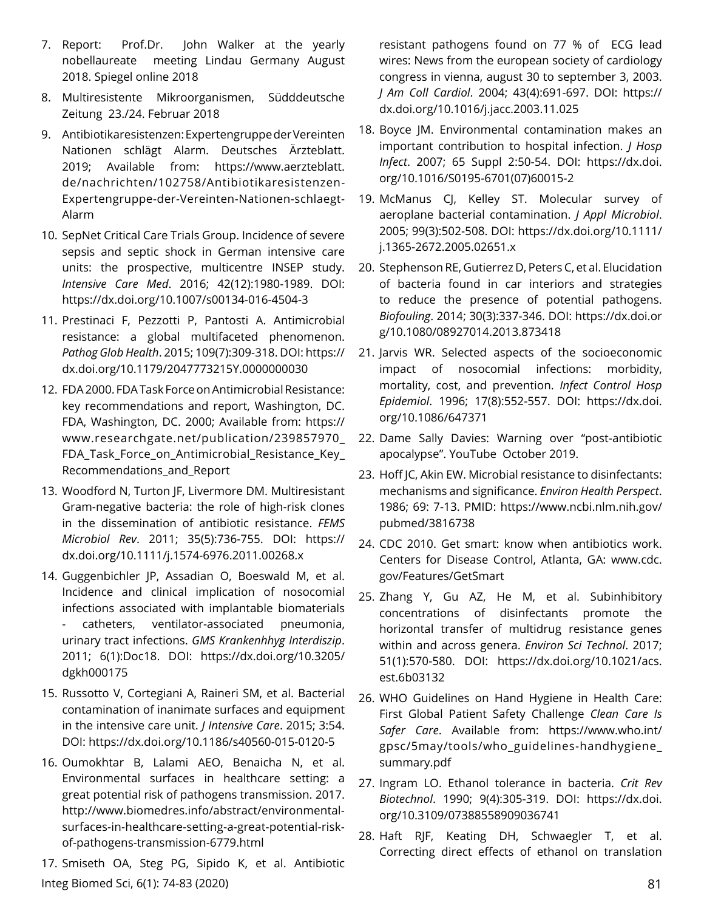7. Report: Prof.Dr. John Walker at the yearly nobellaureate meeting Lindau Germany August 2018. Spiegel online 2018
8. Multiresistente Mikroorganismen, Südddeutsche Zeitung 23./24. Februar 2018
9. Antibiotikaresistenzen: Expertengruppe der Vereinten Nationen schlägt Alarm. Deutsches Ärzteblatt. 2019; Available from: https://www.aerzteblatt.de/nachrichten/102758/Antibiotikaresistenzen-Expertengruppe-der-Vereinten-Nationen-schlaegt-Alarm
10. SepNet Critical Care Trials Group. Incidence of severe sepsis and septic shock in German intensive care units: the prospective, multicentre INSEP study. *Intensive Care Med*. 2016; 42(12):1980-1989. DOI: https://dx.doi.org/10.1007/s00134-016-4504-3
11. Prestinaci F, Pezzotti P, Pantosti A. Antimicrobial resistance: a global multifaceted phenomenon. *Pathog Glob Health*. 2015; 109(7):309-318. DOI: https://dx.doi.org/10.1179/2047773215Y.0000000030
12. FDA 2000. FDA Task Force on Antimicrobial Resistance: key recommendations and report, Washington, DC. FDA, Washington, DC. 2000; Available from: https://www.researchgate.net/publication/239857970_FDA_Task_Force_on_Antimicrobial_Resistance_Key_Recommendations_and_Report
13. Woodford N, Turton JF, Livermore DM. Multiresistant Gram-negative bacteria: the role of high-risk clones in the dissemination of antibiotic resistance. *FEMS Microbiol Rev*. 2011; 35(5):736-755. DOI: https://dx.doi.org/10.1111/j.1574-6976.2011.00268.x
14. Guggenbichler JP, Assadian O, Boeswald M, et al. Incidence and clinical implication of nosocomial infections associated with implantable biomaterials - catheters, ventilator-associated pneumonia, urinary tract infections. *GMS Krankenhhyg Interdiszip*. 2011; 6(1):Doc18. DOI: https://dx.doi.org/10.3205/dgkh000175
15. Russotto V, Cortegiani A, Raineri SM, et al. Bacterial contamination of inanimate surfaces and equipment in the intensive care unit. *J Intensive Care*. 2015; 3:54. DOI: https://dx.doi.org/10.1186/s40560-015-0120-5
16. Oumokhtar B, Lalami AEO, Benaicha N, et al. Environmental surfaces in healthcare setting: a great potential risk of pathogens transmission. 2017. http://www.biomedres.info/abstract/environmental-surfaces-in-healthcare-setting-a-great-potential-risk-of-pathogens-transmission-6779.html
17. Smiseth OA, Steg PG, Sipido K, et al. Antibiotic resistant pathogens found on 77 % of ECG lead wires: News from the european society of cardiology congress in vienna, august 30 to september 3, 2003. *J Am Coll Cardiol*. 2004; 43(4):691-697. DOI: https://dx.doi.org/10.1016/j.jacc.2003.11.025
18. Boyce JM. Environmental contamination makes an important contribution to hospital infection. *J Hosp Infect*. 2007; 65 Suppl 2:50-54. DOI: https://dx.doi.org/10.1016/S0195-6701(07)60015-2
19. McManus CJ, Kelley ST. Molecular survey of aeroplane bacterial contamination. *J Appl Microbiol*. 2005; 99(3):502-508. DOI: https://dx.doi.org/10.1111/j.1365-2672.2005.02651.x
20. Stephenson RE, Gutierrez D, Peters C, et al. Elucidation of bacteria found in car interiors and strategies to reduce the presence of potential pathogens. *Biofouling*. 2014; 30(3):337-346. DOI: https://dx.doi.org/10.1080/08927014.2013.873418
21. Jarvis WR. Selected aspects of the socioeconomic impact of nosocomial infections: morbidity, mortality, cost, and prevention. *Infect Control Hosp Epidemiol*. 1996; 17(8):552-557. DOI: https://dx.doi.org/10.1086/647371
22. Dame Sally Davies: Warning over "post-antibiotic apocalypse". YouTube October 2019.
23. Hoff JC, Akin EW. Microbial resistance to disinfectants: mechanisms and significance. *Environ Health Perspect*. 1986; 69: 7-13. PMID: https://www.ncbi.nlm.nih.gov/pubmed/3816738
24. CDC 2010. Get smart: know when antibiotics work. Centers for Disease Control, Atlanta, GA: www.cdc.gov/Features/GetSmart
25. Zhang Y, Gu AZ, He M, et al. Subinhibitory concentrations of disinfectants promote the horizontal transfer of multidrug resistance genes within and across genera. *Environ Sci Technol*. 2017; 51(1):570-580. DOI: https://dx.doi.org/10.1021/acs.est.6b03132
26. WHO Guidelines on Hand Hygiene in Health Care: First Global Patient Safety Challenge *Clean Care Is Safer Care*. Available from: https://www.who.int/gpsc/5may/tools/who_guidelines-handhygiene_summary.pdf
27. Ingram LO. Ethanol tolerance in bacteria. *Crit Rev Biotechnol*. 1990; 9(4):305-319. DOI: https://dx.doi.org/10.3109/07388558909036741
28. Haft RJF, Keating DH, Schwaegler T, et al. Correcting direct effects of ethanol on translation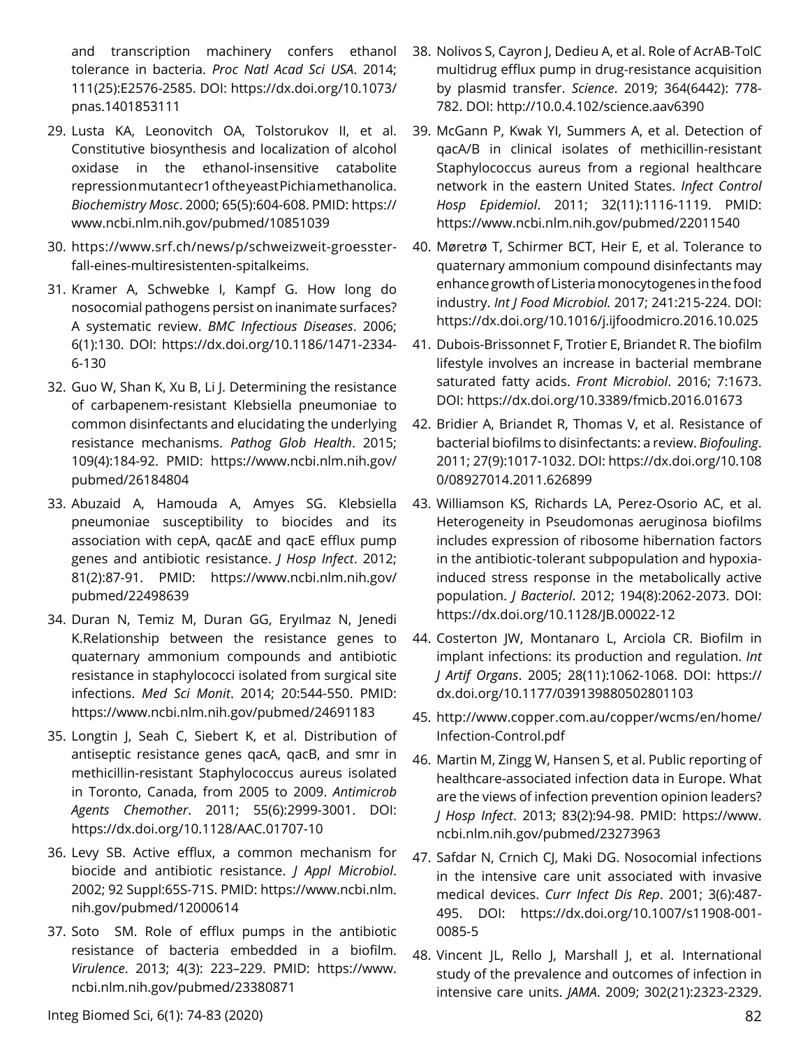and transcription machinery confers ethanol tolerance in bacteria. *Proc Natl Acad Sci USA*. 2014; 111(25):E2576-2585. DOI: https://dx.doi.org/10.1073/pnas.1401853111

29. Lusta KA, Leonovitch OA, Tolstorukov II, et al. Constitutive biosynthesis and localization of alcohol oxidase in the ethanol-insensitive catabolite repression mutant ecr1 of the yeast Pichia methanolica. *Biochemistry Mosc*. 2000; 65(5):604-608. PMID: https://www.ncbi.nlm.nih.gov/pubmed/10851039

30. https://www.srf.ch/news/p/schweizweit-groesster-fall-eines-multiresistenten-spitalkeims.

31. Kramer A, Schwebke I, Kampf G. How long do nosocomial pathogens persist on inanimate surfaces? A systematic review. *BMC Infectious Diseases*. 2006; 6(1):130. DOI: https://dx.doi.org/10.1186/1471-2334-6-130

32. Guo W, Shan K, Xu B, Li J. Determining the resistance of carbapenem-resistant Klebsiella pneumoniae to common disinfectants and elucidating the underlying resistance mechanisms. *Pathog Glob Health*. 2015; 109(4):184-92. PMID: https://www.ncbi.nlm.nih.gov/pubmed/26184804

33. Abuzaid A, Hamouda A, Amyes SG. Klebsiella pneumoniae susceptibility to biocides and its association with cepA, qacΔE and qacE efflux pump genes and antibiotic resistance. *J Hosp Infect*. 2012; 81(2):87-91. PMID: https://www.ncbi.nlm.nih.gov/pubmed/22498639

34. Duran N, Temiz M, Duran GG, Eryılmaz N, Jenedi K.Relationship between the resistance genes to quaternary ammonium compounds and antibiotic resistance in staphylococci isolated from surgical site infections. *Med Sci Monit*. 2014; 20:544-550. PMID: https://www.ncbi.nlm.nih.gov/pubmed/24691183

35. Longtin J, Seah C, Siebert K, et al. Distribution of antiseptic resistance genes qacA, qacB, and smr in methicillin-resistant Staphylococcus aureus isolated in Toronto, Canada, from 2005 to 2009. *Antimicrob Agents Chemother*. 2011; 55(6):2999-3001. DOI: https://dx.doi.org/10.1128/AAC.01707-10

36. Levy SB. Active efflux, a common mechanism for biocide and antibiotic resistance. *J Appl Microbiol*. 2002; 92 Suppl:65S-71S. PMID: https://www.ncbi.nlm.nih.gov/pubmed/12000614

37. Soto SM. Role of efflux pumps in the antibiotic resistance of bacteria embedded in a biofilm. *Virulence*. 2013; 4(3): 223–229. PMID: https://www.ncbi.nlm.nih.gov/pubmed/23380871

38. Nolivos S, Cayron J, Dedieu A, et al. Role of AcrAB-TolC multidrug efflux pump in drug-resistance acquisition by plasmid transfer. *Science*. 2019; 364(6442): 778-782. DOI: http://10.0.4.102/science.aav6390

39. McGann P, Kwak YI, Summers A, et al. Detection of qacA/B in clinical isolates of methicillin-resistant Staphylococcus aureus from a regional healthcare network in the eastern United States. *Infect Control Hosp Epidemiol*. 2011; 32(11):1116-1119. PMID: https://www.ncbi.nlm.nih.gov/pubmed/22011540

40. Møretrø T, Schirmer BCT, Heir E, et al. Tolerance to quaternary ammonium compound disinfectants may enhance growth of Listeria monocytogenes in the food industry. *Int J Food Microbiol*. 2017; 241:215-224. DOI: https://dx.doi.org/10.1016/j.ijfoodmicro.2016.10.025

41. Dubois-Brissonnet F, Trotier E, Briandet R. The biofilm lifestyle involves an increase in bacterial membrane saturated fatty acids. *Front Microbiol*. 2016; 7:1673. DOI: https://dx.doi.org/10.3389/fmicb.2016.01673

42. Bridier A, Briandet R, Thomas V, et al. Resistance of bacterial biofilms to disinfectants: a review. *Biofouling*. 2011; 27(9):1017-1032. DOI: https://dx.doi.org/10.1080/08927014.2011.626899

43. Williamson KS, Richards LA, Perez-Osorio AC, et al. Heterogeneity in Pseudomonas aeruginosa biofilms includes expression of ribosome hibernation factors in the antibiotic-tolerant subpopulation and hypoxia-induced stress response in the metabolically active population. *J Bacteriol*. 2012; 194(8):2062-2073. DOI: https://dx.doi.org/10.1128/JB.00022-12

44. Costerton JW, Montanaro L, Arciola CR. Biofilm in implant infections: its production and regulation. *Int J Artif Organs*. 2005; 28(11):1062-1068. DOI: https://dx.doi.org/10.1177/039139880502801103

45. http://www.copper.com.au/copper/wcms/en/home/Infection-Control.pdf

46. Martin M, Zingg W, Hansen S, et al. Public reporting of healthcare-associated infection data in Europe. What are the views of infection prevention opinion leaders? *J Hosp Infect*. 2013; 83(2):94-98. PMID: https://www.ncbi.nlm.nih.gov/pubmed/23273963

47. Safdar N, Crnich CJ, Maki DG. Nosocomial infections in the intensive care unit associated with invasive medical devices. *Curr Infect Dis Rep*. 2001; 3(6):487-495. DOI: https://dx.doi.org/10.1007/s11908-001-0085-5

48. Vincent JL, Rello J, Marshall J, et al. International study of the prevalence and outcomes of infection in intensive care units. *JAMA*. 2009; 302(21):2323-2329.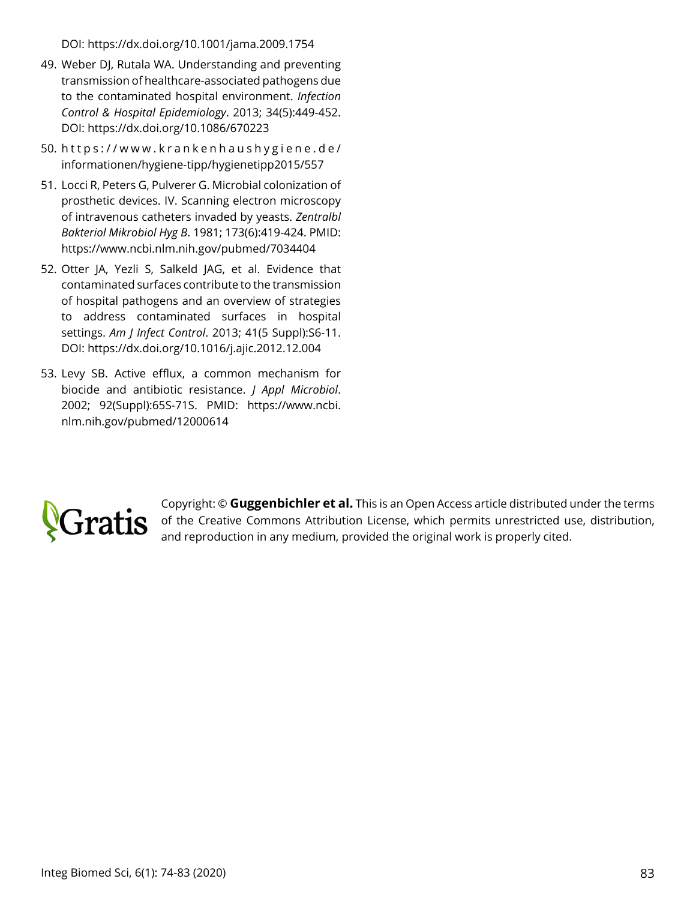DOI: https://dx.doi.org/10.1001/jama.2009.1754

49. Weber DJ, Rutala WA. Understanding and preventing transmission of healthcare-associated pathogens due to the contaminated hospital environment. *Infection Control & Hospital Epidemiology*. 2013; 34(5):449-452. DOI: https://dx.doi.org/10.1086/670223
50. https://www.krankenhaushygiene.de/informationen/hygiene-tipp/hygienetipp2015/557
51. Locci R, Peters G, Pulverer G. Microbial colonization of prosthetic devices. IV. Scanning electron microscopy of intravenous catheters invaded by yeasts. *Zentralbl Bakteriol Mikrobiol Hyg B*. 1981; 173(6):419-424. PMID: https://www.ncbi.nlm.nih.gov/pubmed/7034404
52. Otter JA, Yezli S, Salkeld JAG, et al. Evidence that contaminated surfaces contribute to the transmission of hospital pathogens and an overview of strategies to address contaminated surfaces in hospital settings. *Am J Infect Control*. 2013; 41(5 Suppl):S6-11. DOI: https://dx.doi.org/10.1016/j.ajic.2012.12.004
53. Levy SB. Active efflux, a common mechanism for biocide and antibiotic resistance. *J Appl Microbiol*. 2002; 92(Suppl):65S-71S. PMID: https://www.ncbi.nlm.nih.gov/pubmed/12000614

Gratis

Copyright: © **Guggenbichler et al.** This is an Open Access article distributed under the terms of the Creative Commons Attribution License, which permits unrestricted use, distribution, and reproduction in any medium, provided the original work is properly cited.